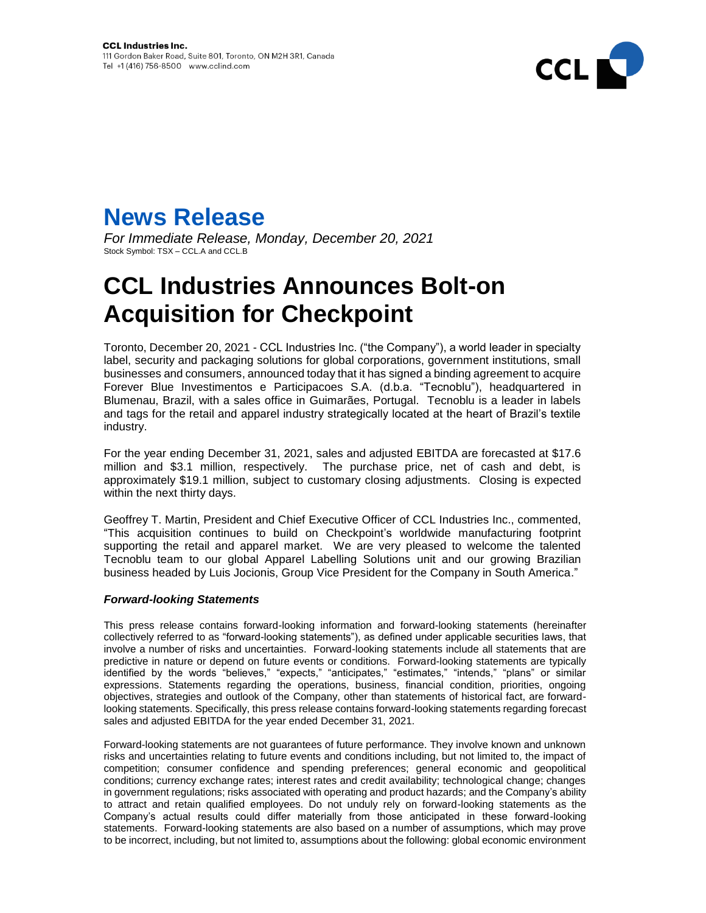**CCL Industries Inc.**
111 Gordon Baker Road, Suite 801, Toronto, ON M2H 3R1, Canada
Tel +1 (416) 756-8500 www.cclind.com

# News Release

*For Immediate Release, Monday, December 20, 2021*
Stock Symbol: TSX – CCL.A and CCL.B

# CCL Industries Announces Bolt-on Acquisition for Checkpoint

Toronto, December 20, 2021 - CCL Industries Inc. ("the Company"), a world leader in specialty label, security and packaging solutions for global corporations, government institutions, small businesses and consumers, announced today that it has signed a binding agreement to acquire Forever Blue Investimentos e Participacoes S.A. (d.b.a. "Tecnoblu"), headquartered in Blumenau, Brazil, with a sales office in Guimarães, Portugal. Tecnoblu is a leader in labels and tags for the retail and apparel industry strategically located at the heart of Brazil's textile industry.

For the year ending December 31, 2021, sales and adjusted EBITDA are forecasted at $17.6 million and $3.1 million, respectively. The purchase price, net of cash and debt, is approximately $19.1 million, subject to customary closing adjustments. Closing is expected within the next thirty days.

Geoffrey T. Martin, President and Chief Executive Officer of CCL Industries Inc., commented, "This acquisition continues to build on Checkpoint's worldwide manufacturing footprint supporting the retail and apparel market. We are very pleased to welcome the talented Tecnoblu team to our global Apparel Labelling Solutions unit and our growing Brazilian business headed by Luis Jocionis, Group Vice President for the Company in South America."

### *Forward-looking Statements*

This press release contains forward-looking information and forward-looking statements (hereinafter collectively referred to as "forward-looking statements"), as defined under applicable securities laws, that involve a number of risks and uncertainties. Forward-looking statements include all statements that are predictive in nature or depend on future events or conditions. Forward-looking statements are typically identified by the words "believes," "expects," "anticipates," "estimates," "intends," "plans" or similar expressions. Statements regarding the operations, business, financial condition, priorities, ongoing objectives, strategies and outlook of the Company, other than statements of historical fact, are forward-looking statements. Specifically, this press release contains forward-looking statements regarding forecast sales and adjusted EBITDA for the year ended December 31, 2021.

Forward-looking statements are not guarantees of future performance. They involve known and unknown risks and uncertainties relating to future events and conditions including, but not limited to, the impact of competition; consumer confidence and spending preferences; general economic and geopolitical conditions; currency exchange rates; interest rates and credit availability; technological change; changes in government regulations; risks associated with operating and product hazards; and the Company's ability to attract and retain qualified employees. Do not unduly rely on forward-looking statements as the Company's actual results could differ materially from those anticipated in these forward-looking statements. Forward-looking statements are also based on a number of assumptions, which may prove to be incorrect, including, but not limited to, assumptions about the following: global economic environment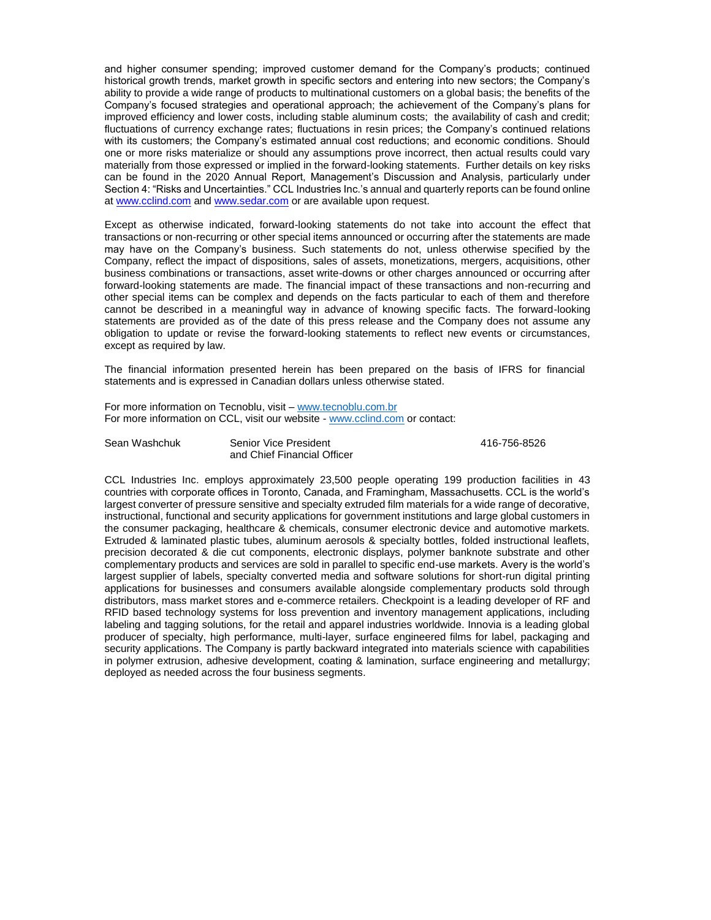and higher consumer spending; improved customer demand for the Company's products; continued historical growth trends, market growth in specific sectors and entering into new sectors; the Company's ability to provide a wide range of products to multinational customers on a global basis; the benefits of the Company's focused strategies and operational approach; the achievement of the Company's plans for improved efficiency and lower costs, including stable aluminum costs; the availability of cash and credit; fluctuations of currency exchange rates; fluctuations in resin prices; the Company's continued relations with its customers; the Company's estimated annual cost reductions; and economic conditions. Should one or more risks materialize or should any assumptions prove incorrect, then actual results could vary materially from those expressed or implied in the forward-looking statements. Further details on key risks can be found in the 2020 Annual Report, Management's Discussion and Analysis, particularly under Section 4: "Risks and Uncertainties." CCL Industries Inc.'s annual and quarterly reports can be found online at www.cclind.com and www.sedar.com or are available upon request.

Except as otherwise indicated, forward-looking statements do not take into account the effect that transactions or non-recurring or other special items announced or occurring after the statements are made may have on the Company's business. Such statements do not, unless otherwise specified by the Company, reflect the impact of dispositions, sales of assets, monetizations, mergers, acquisitions, other business combinations or transactions, asset write-downs or other charges announced or occurring after forward-looking statements are made. The financial impact of these transactions and non-recurring and other special items can be complex and depends on the facts particular to each of them and therefore cannot be described in a meaningful way in advance of knowing specific facts. The forward-looking statements are provided as of the date of this press release and the Company does not assume any obligation to update or revise the forward-looking statements to reflect new events or circumstances, except as required by law.

The financial information presented herein has been prepared on the basis of IFRS for financial statements and is expressed in Canadian dollars unless otherwise stated.

For more information on Tecnoblu, visit – www.tecnoblu.com.br
For more information on CCL, visit our website - www.cclind.com or contact:

| | | |
|---|---|---|
| Sean Washchuk | Senior Vice President and Chief Financial Officer | 416-756-8526 |

CCL Industries Inc. employs approximately 23,500 people operating 199 production facilities in 43 countries with corporate offices in Toronto, Canada, and Framingham, Massachusetts. CCL is the world's largest converter of pressure sensitive and specialty extruded film materials for a wide range of decorative, instructional, functional and security applications for government institutions and large global customers in the consumer packaging, healthcare & chemicals, consumer electronic device and automotive markets. Extruded & laminated plastic tubes, aluminum aerosols & specialty bottles, folded instructional leaflets, precision decorated & die cut components, electronic displays, polymer banknote substrate and other complementary products and services are sold in parallel to specific end-use markets. Avery is the world's largest supplier of labels, specialty converted media and software solutions for short-run digital printing applications for businesses and consumers available alongside complementary products sold through distributors, mass market stores and e-commerce retailers. Checkpoint is a leading developer of RF and RFID based technology systems for loss prevention and inventory management applications, including labeling and tagging solutions, for the retail and apparel industries worldwide. Innovia is a leading global producer of specialty, high performance, multi-layer, surface engineered films for label, packaging and security applications. The Company is partly backward integrated into materials science with capabilities in polymer extrusion, adhesive development, coating & lamination, surface engineering and metallurgy; deployed as needed across the four business segments.